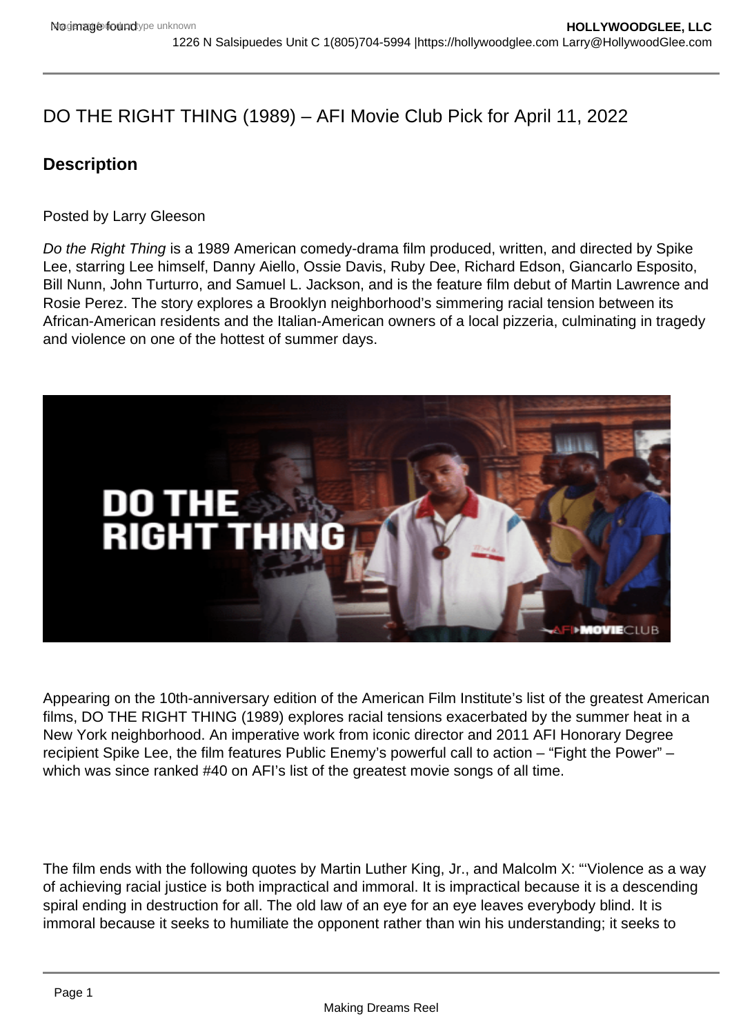# DO THE RIGHT THING (1989) – AFI Movie Club Pick for April 11, 2022

## Description

Posted by Larry Gleeson

*Do the Right Thing* is a 1989 American comedy-drama film produced, written, and directed by Spike Lee, starring Lee himself, Danny Aiello, Ossie Davis, Ruby Dee, Richard Edson, Giancarlo Esposito, Bill Nunn, John Turturro, and Samuel L. Jackson, and is the feature film debut of Martin Lawrence and Rosie Perez. The story explores a Brooklyn neighborhood's simmering racial tension between its African-American residents and the Italian-American owners of a local pizzeria, culminating in tragedy and violence on one of the hottest of summer days.

Appearing on the 10th-anniversary edition of the American Film Institute's list of the greatest American films, DO THE RIGHT THING (1989) explores racial tensions exacerbated by the summer heat in a New York neighborhood. An imperative work from iconic director and 2011 AFI Honorary Degree recipient Spike Lee, the film features Public Enemy's powerful call to action – "Fight the Power" – which was since ranked #40 on AFI's list of the greatest movie songs of all time.

The film ends with the following quotes by Martin Luther King, Jr., and Malcolm X: "'Violence as a way of achieving racial justice is both impractical and immoral. It is impractical because it is a descending spiral ending in destruction for all. The old law of an eye for an eye leaves everybody blind. It is immoral because it seeks to humiliate the opponent rather than win his understanding; it seeks to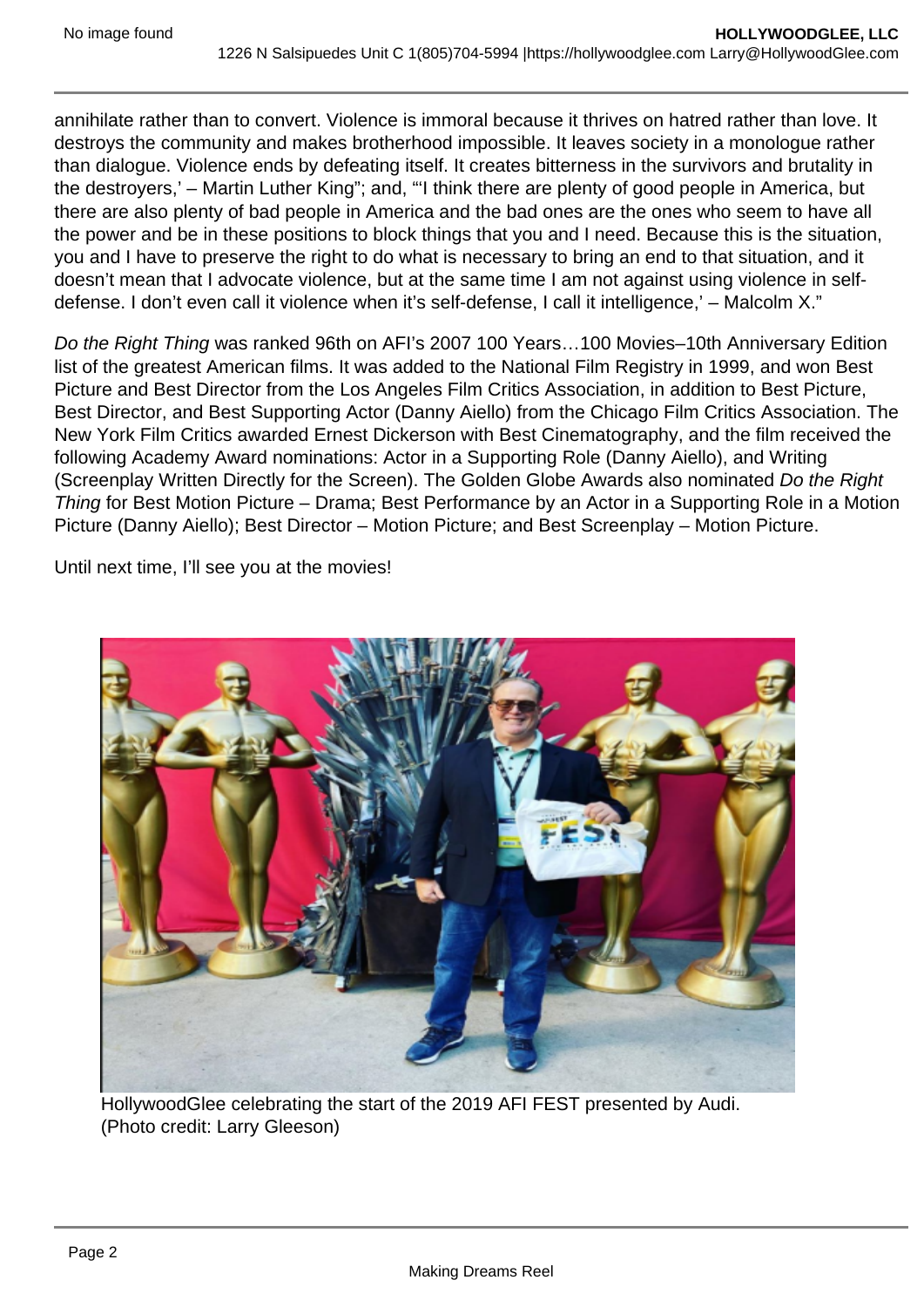annihilate rather than to convert. Violence is immoral because it thrives on hatred rather than love. It destroys the community and makes brotherhood impossible. It leaves society in a monologue rather than dialogue. Violence ends by defeating itself. It creates bitterness in the survivors and brutality in the destroyers,' – Martin Luther King"; and, "'I think there are plenty of good people in America, but there are also plenty of bad people in America and the bad ones are the ones who seem to have all the power and be in these positions to block things that you and I need. Because this is the situation, you and I have to preserve the right to do what is necessary to bring an end to that situation, and it doesn't mean that I advocate violence, but at the same time I am not against using violence in self-defense. I don't even call it violence when it's self-defense, I call it intelligence,' – Malcolm X."

*Do the Right Thing* was ranked 96th on AFI's 2007 100 Years…100 Movies–10th Anniversary Edition list of the greatest American films. It was added to the National Film Registry in 1999, and won Best Picture and Best Director from the Los Angeles Film Critics Association, in addition to Best Picture, Best Director, and Best Supporting Actor (Danny Aiello) from the Chicago Film Critics Association. The New York Film Critics awarded Ernest Dickerson with Best Cinematography, and the film received the following Academy Award nominations: Actor in a Supporting Role (Danny Aiello), and Writing (Screenplay Written Directly for the Screen). The Golden Globe Awards also nominated *Do the Right Thing* for Best Motion Picture – Drama; Best Performance by an Actor in a Supporting Role in a Motion Picture (Danny Aiello); Best Director – Motion Picture; and Best Screenplay – Motion Picture.

Until next time, I'll see you at the movies!

HollywoodGlee celebrating the start of the 2019 AFI FEST presented by Audi.
(Photo credit: Larry Gleeson)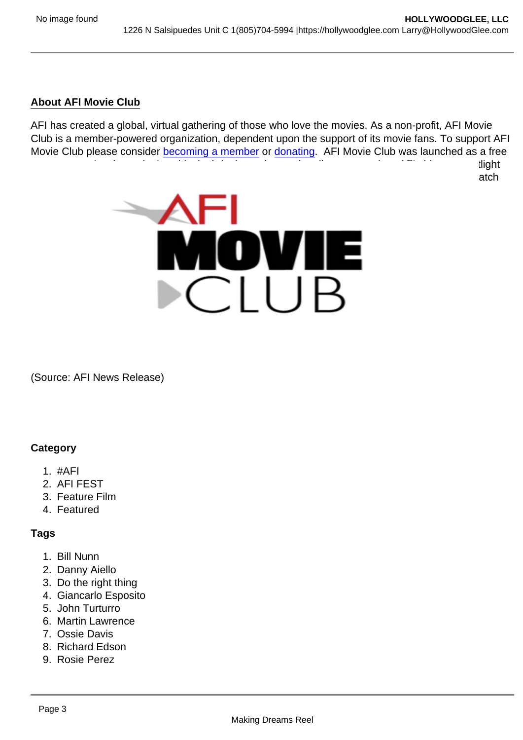**About AFI Movie Club**

AFI has created a global, virtual gathering of those who love the movies. As a non-profit, AFI Movie Club is a member-powered organization, dependent upon the support of its movie fans. To support AFI Movie Club please consider becoming a member or donating. AFI Movie Club was launched as a free

(Source: AFI News Release)

**Category**

1. #AFI
2. AFI FEST
3. Feature Film
4. Featured

**Tags**

1. Bill Nunn
2. Danny Aiello
3. Do the right thing
4. Giancarlo Esposito
5. John Turturro
6. Martin Lawrence
7. Ossie Davis
8. Richard Edson
9. Rosie Perez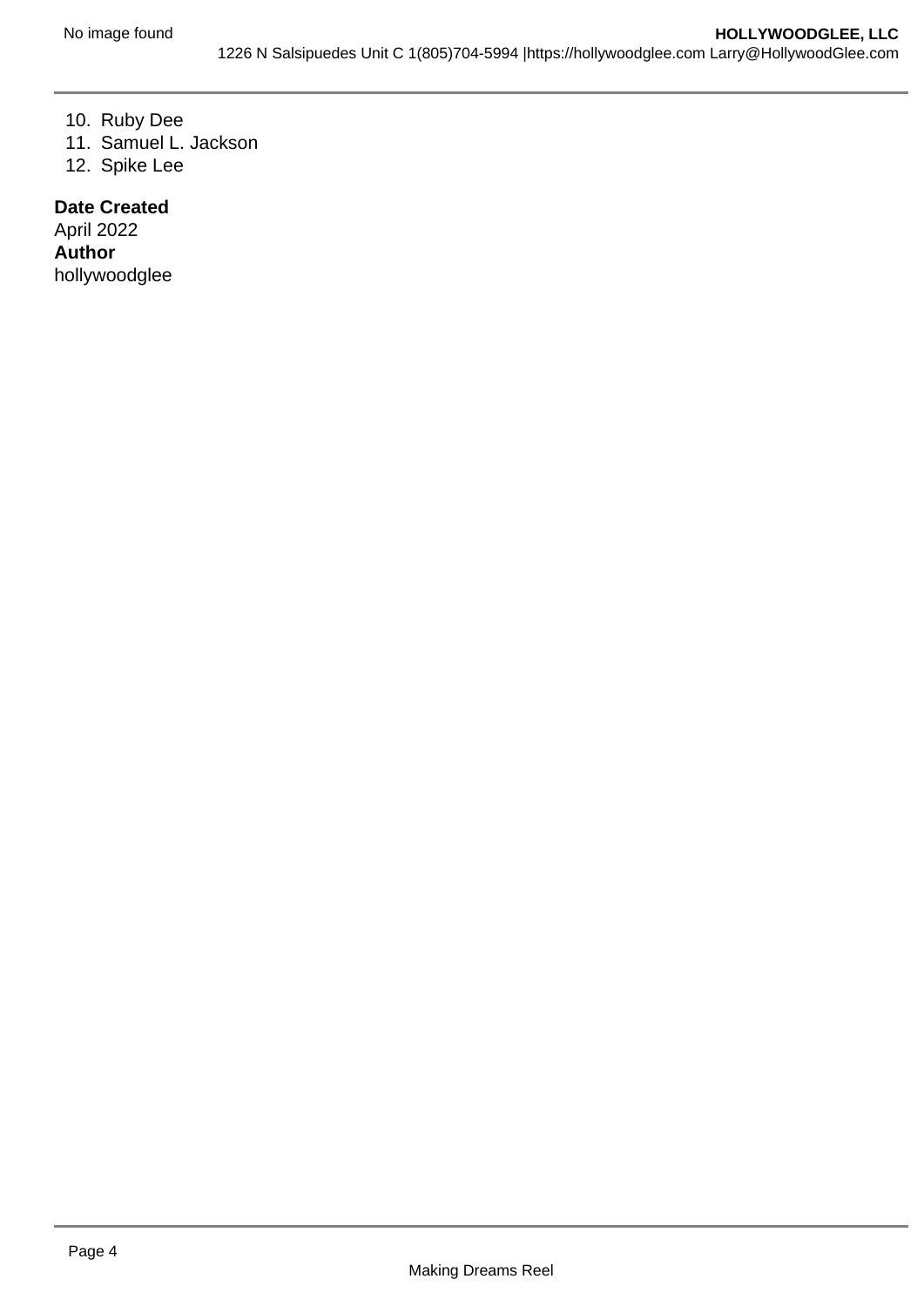10. Ruby Dee
11. Samuel L. Jackson
12. Spike Lee

**Date Created**
April 2022
**Author**
hollywoodglee